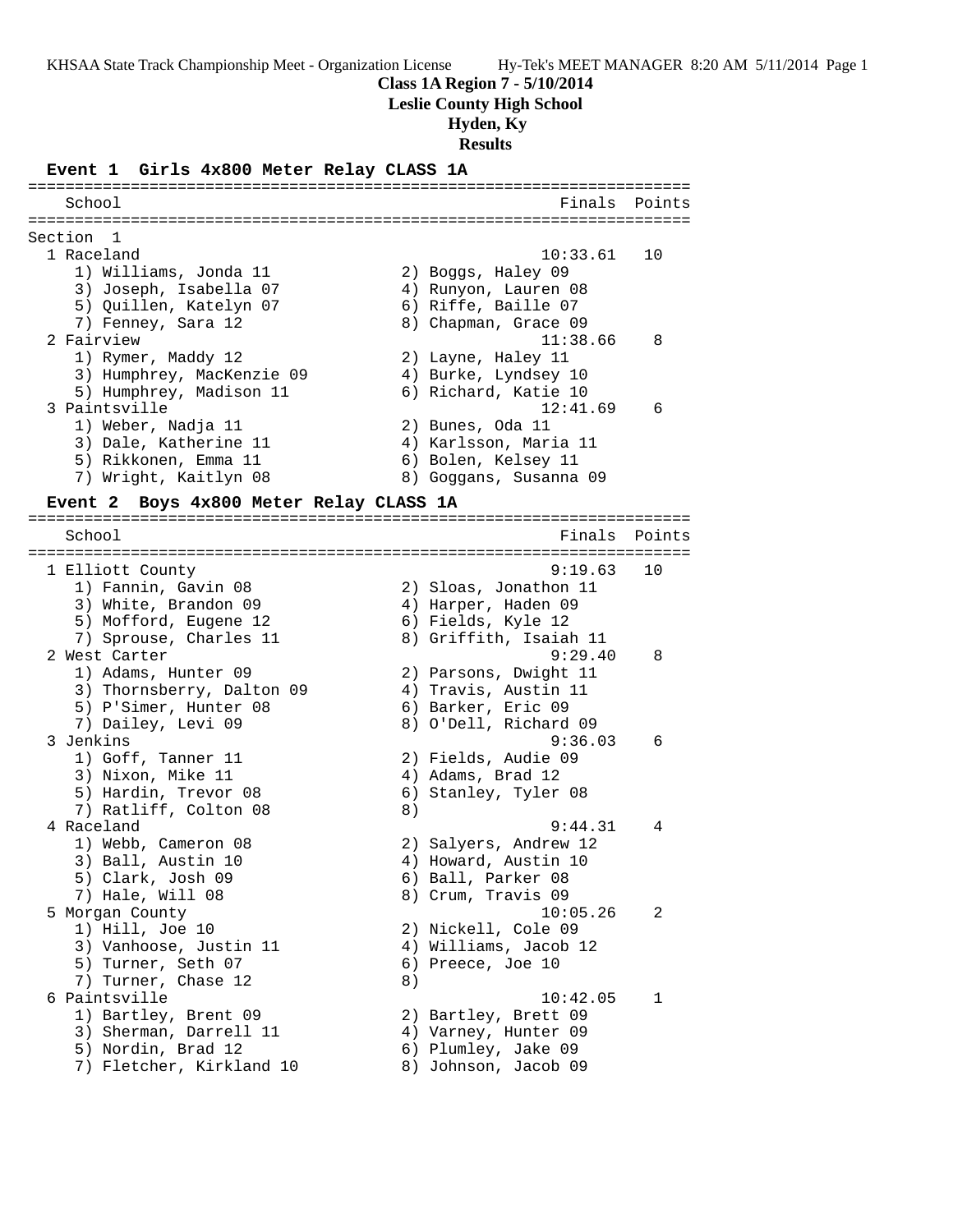Class 1A Region 7 - 5/10/2014
Leslie County High School
Hyden, Ky
Results

## Event 1 Girls 4x800 Meter Relay CLASS 1A

| School | Finals | Points |
|---|---|---|

Section 1

1 Raceland — 10:33.61 — 10
1) Williams, Jonda 11  2) Boggs, Haley 09
3) Joseph, Isabella 07  4) Runyon, Lauren 08
5) Quillen, Katelyn 07  6) Riffe, Baille 07
7) Fenney, Sara 12  8) Chapman, Grace 09

2 Fairview — 11:38.66 — 8
1) Rymer, Maddy 12  2) Layne, Haley 11
3) Humphrey, MacKenzie 09  4) Burke, Lyndsey 10
5) Humphrey, Madison 11  6) Richard, Katie 10

3 Paintsville — 12:41.69 — 6
1) Weber, Nadja 11  2) Bunes, Oda 11
3) Dale, Katherine 11  4) Karlsson, Maria 11
5) Rikkonen, Emma 11  6) Bolen, Kelsey 11
7) Wright, Kaitlyn 08  8) Goggans, Susanna 09

## Event 2 Boys 4x800 Meter Relay CLASS 1A

| School | Finals | Points |
|---|---|---|

1 Elliott County — 9:19.63 — 10
1) Fannin, Gavin 08  2) Sloas, Jonathon 11
3) White, Brandon 09  4) Harper, Haden 09
5) Mofford, Eugene 12  6) Fields, Kyle 12
7) Sprouse, Charles 11  8) Griffith, Isaiah 11

2 West Carter — 9:29.40 — 8
1) Adams, Hunter 09  2) Parsons, Dwight 11
3) Thornsberry, Dalton 09  4) Travis, Austin 11
5) P'Simer, Hunter 08  6) Barker, Eric 09
7) Dailey, Levi 09  8) O'Dell, Richard 09

3 Jenkins — 9:36.03 — 6
1) Goff, Tanner 11  2) Fields, Audie 09
3) Nixon, Mike 11  4) Adams, Brad 12
5) Hardin, Trevor 08  6) Stanley, Tyler 08
7) Ratliff, Colton 08  8)

4 Raceland — 9:44.31 — 4
1) Webb, Cameron 08  2) Salyers, Andrew 12
3) Ball, Austin 10  4) Howard, Austin 10
5) Clark, Josh 09  6) Ball, Parker 08
7) Hale, Will 08  8) Crum, Travis 09

5 Morgan County — 10:05.26 — 2
1) Hill, Joe 10  2) Nickell, Cole 09
3) Vanhoose, Justin 11  4) Williams, Jacob 12
5) Turner, Seth 07  6) Preece, Joe 10
7) Turner, Chase 12  8)

6 Paintsville — 10:42.05 — 1
1) Bartley, Brent 09  2) Bartley, Brett 09
3) Sherman, Darrell 11  4) Varney, Hunter 09
5) Nordin, Brad 12  6) Plumley, Jake 09
7) Fletcher, Kirkland 10  8) Johnson, Jacob 09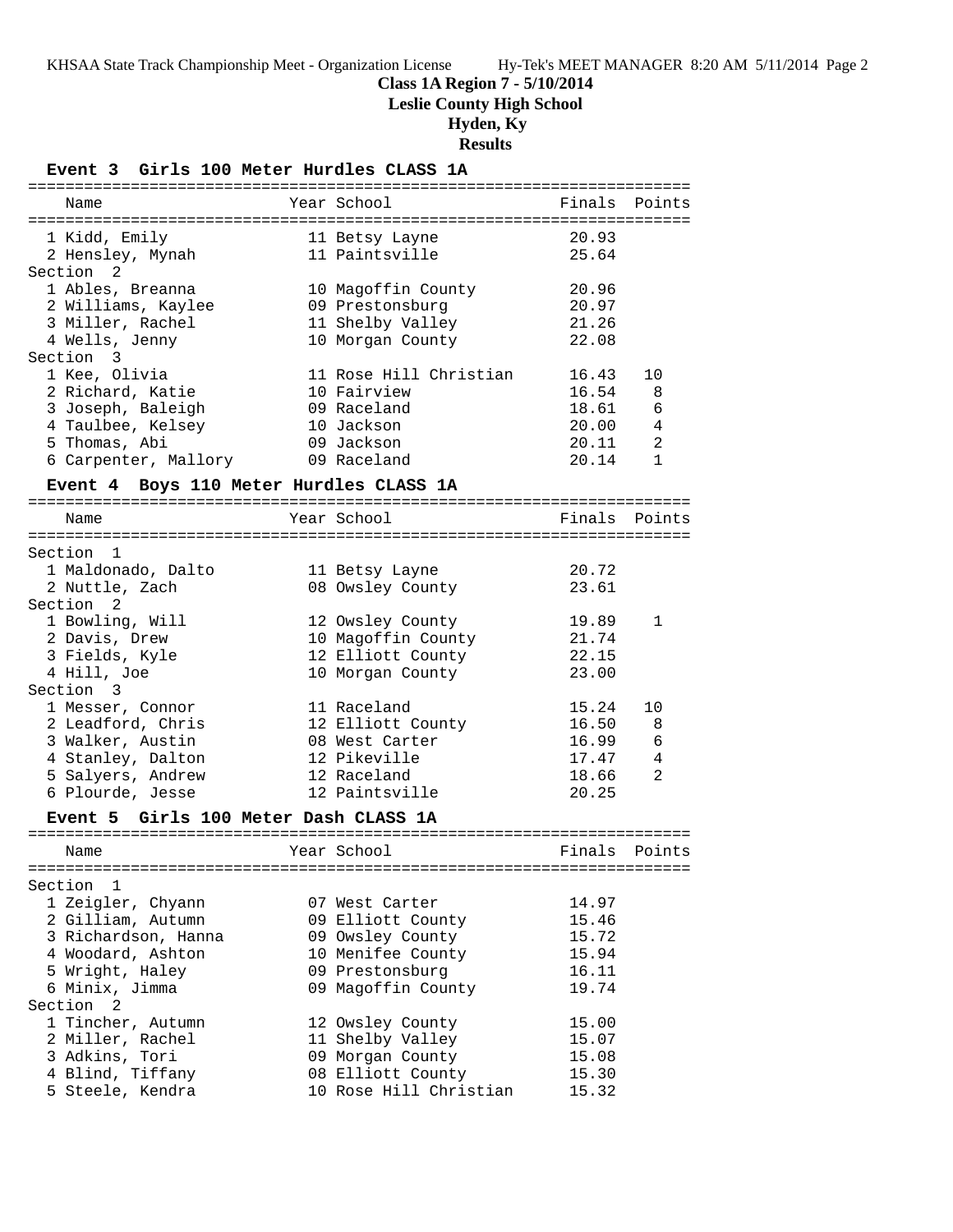**Class 1A Region 7 - 5/10/2014**
**Leslie County High School**
**Hyden, Ky**
**Results**

### Event 3 Girls 100 Meter Hurdles CLASS 1A

| Name | Year | School | Finals | Points |
|---|---|---|---|---|
| 1 Kidd, Emily | 11 | Betsy Layne | 20.93 | |
| 2 Hensley, Mynah | 11 | Paintsville | 25.64 | |
| **Section 2** | | | | |
| 1 Ables, Breanna | 10 | Magoffin County | 20.96 | |
| 2 Williams, Kaylee | 09 | Prestonsburg | 20.97 | |
| 3 Miller, Rachel | 11 | Shelby Valley | 21.26 | |
| 4 Wells, Jenny | 10 | Morgan County | 22.08 | |
| **Section 3** | | | | |
| 1 Kee, Olivia | 11 | Rose Hill Christian | 16.43 | 10 |
| 2 Richard, Katie | 10 | Fairview | 16.54 | 8 |
| 3 Joseph, Baleigh | 09 | Raceland | 18.61 | 6 |
| 4 Taulbee, Kelsey | 10 | Jackson | 20.00 | 4 |
| 5 Thomas, Abi | 09 | Jackson | 20.11 | 2 |
| 6 Carpenter, Mallory | 09 | Raceland | 20.14 | 1 |

### Event 4 Boys 110 Meter Hurdles CLASS 1A

| Name | Year | School | Finals | Points |
|---|---|---|---|---|
| **Section 1** | | | | |
| 1 Maldonado, Dalto | 11 | Betsy Layne | 20.72 | |
| 2 Nuttle, Zach | 08 | Owsley County | 23.61 | |
| **Section 2** | | | | |
| 1 Bowling, Will | 12 | Owsley County | 19.89 | 1 |
| 2 Davis, Drew | 10 | Magoffin County | 21.74 | |
| 3 Fields, Kyle | 12 | Elliott County | 22.15 | |
| 4 Hill, Joe | 10 | Morgan County | 23.00 | |
| **Section 3** | | | | |
| 1 Messer, Connor | 11 | Raceland | 15.24 | 10 |
| 2 Leadford, Chris | 12 | Elliott County | 16.50 | 8 |
| 3 Walker, Austin | 08 | West Carter | 16.99 | 6 |
| 4 Stanley, Dalton | 12 | Pikeville | 17.47 | 4 |
| 5 Salyers, Andrew | 12 | Raceland | 18.66 | 2 |
| 6 Plourde, Jesse | 12 | Paintsville | 20.25 | |

### Event 5 Girls 100 Meter Dash CLASS 1A

| Name | Year | School | Finals | Points |
|---|---|---|---|---|
| **Section 1** | | | | |
| 1 Zeigler, Chyann | 07 | West Carter | 14.97 | |
| 2 Gilliam, Autumn | 09 | Elliott County | 15.46 | |
| 3 Richardson, Hanna | 09 | Owsley County | 15.72 | |
| 4 Woodard, Ashton | 10 | Menifee County | 15.94 | |
| 5 Wright, Haley | 09 | Prestonsburg | 16.11 | |
| 6 Minix, Jimma | 09 | Magoffin County | 19.74 | |
| **Section 2** | | | | |
| 1 Tincher, Autumn | 12 | Owsley County | 15.00 | |
| 2 Miller, Rachel | 11 | Shelby Valley | 15.07 | |
| 3 Adkins, Tori | 09 | Morgan County | 15.08 | |
| 4 Blind, Tiffany | 08 | Elliott County | 15.30 | |
| 5 Steele, Kendra | 10 | Rose Hill Christian | 15.32 | |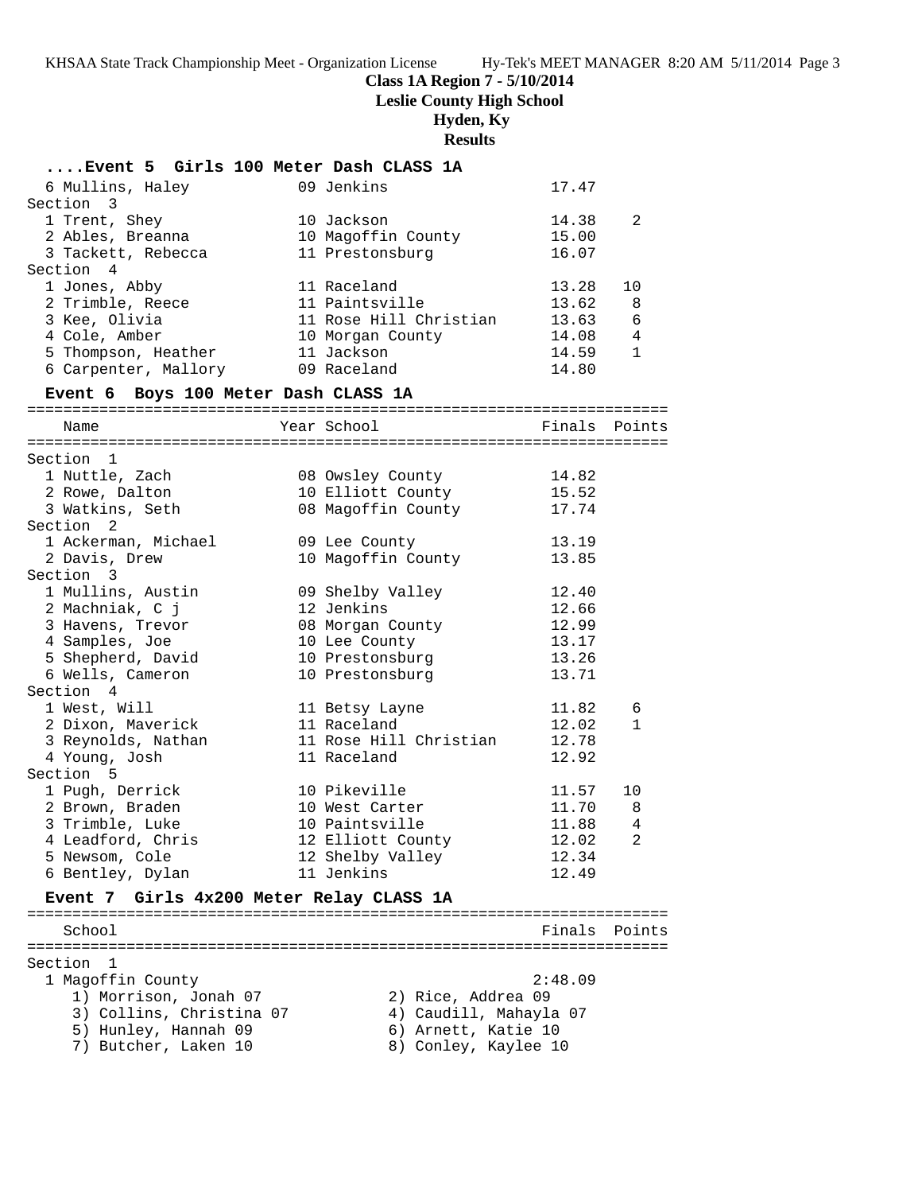**Class 1A Region 7 - 5/10/2014**
**Leslie County High School**
**Hyden, Ky**
**Results**

### ....Event 5 Girls 100 Meter Dash CLASS 1A

| Name | Year School | Finals | Points |
|---|---|---|---|
| 6 Mullins, Haley | 09 Jenkins | 17.47 | |
| **Section 3** | | | |
| 1 Trent, Shey | 10 Jackson | 14.38 | 2 |
| 2 Ables, Breanna | 10 Magoffin County | 15.00 | |
| 3 Tackett, Rebecca | 11 Prestonsburg | 16.07 | |
| **Section 4** | | | |
| 1 Jones, Abby | 11 Raceland | 13.28 | 10 |
| 2 Trimble, Reece | 11 Paintsville | 13.62 | 8 |
| 3 Kee, Olivia | 11 Rose Hill Christian | 13.63 | 6 |
| 4 Cole, Amber | 10 Morgan County | 14.08 | 4 |
| 5 Thompson, Heather | 11 Jackson | 14.59 | 1 |
| 6 Carpenter, Mallory | 09 Raceland | 14.80 | |

### Event 6 Boys 100 Meter Dash CLASS 1A

| Name | Year School | Finals | Points |
|---|---|---|---|
| **Section 1** | | | |
| 1 Nuttle, Zach | 08 Owsley County | 14.82 | |
| 2 Rowe, Dalton | 10 Elliott County | 15.52 | |
| 3 Watkins, Seth | 08 Magoffin County | 17.74 | |
| **Section 2** | | | |
| 1 Ackerman, Michael | 09 Lee County | 13.19 | |
| 2 Davis, Drew | 10 Magoffin County | 13.85 | |
| **Section 3** | | | |
| 1 Mullins, Austin | 09 Shelby Valley | 12.40 | |
| 2 Machniak, C j | 12 Jenkins | 12.66 | |
| 3 Havens, Trevor | 08 Morgan County | 12.99 | |
| 4 Samples, Joe | 10 Lee County | 13.17 | |
| 5 Shepherd, David | 10 Prestonsburg | 13.26 | |
| 6 Wells, Cameron | 10 Prestonsburg | 13.71 | |
| **Section 4** | | | |
| 1 West, Will | 11 Betsy Layne | 11.82 | 6 |
| 2 Dixon, Maverick | 11 Raceland | 12.02 | 1 |
| 3 Reynolds, Nathan | 11 Rose Hill Christian | 12.78 | |
| 4 Young, Josh | 11 Raceland | 12.92 | |
| **Section 5** | | | |
| 1 Pugh, Derrick | 10 Pikeville | 11.57 | 10 |
| 2 Brown, Braden | 10 West Carter | 11.70 | 8 |
| 3 Trimble, Luke | 10 Paintsville | 11.88 | 4 |
| 4 Leadford, Chris | 12 Elliott County | 12.02 | 2 |
| 5 Newsom, Cole | 12 Shelby Valley | 12.34 | |
| 6 Bentley, Dylan | 11 Jenkins | 12.49 | |

### Event 7 Girls 4x200 Meter Relay CLASS 1A

| School | Finals | Points |
|---|---|---|
| **Section 1** | | |
| 1 Magoffin County | 2:48.09 | |

1) Morrison, Jonah 07
2) Rice, Addrea 09
3) Collins, Christina 07
4) Caudill, Mahayla 07
5) Hunley, Hannah 09
6) Arnett, Katie 10
7) Butcher, Laken 10
8) Conley, Kaylee 10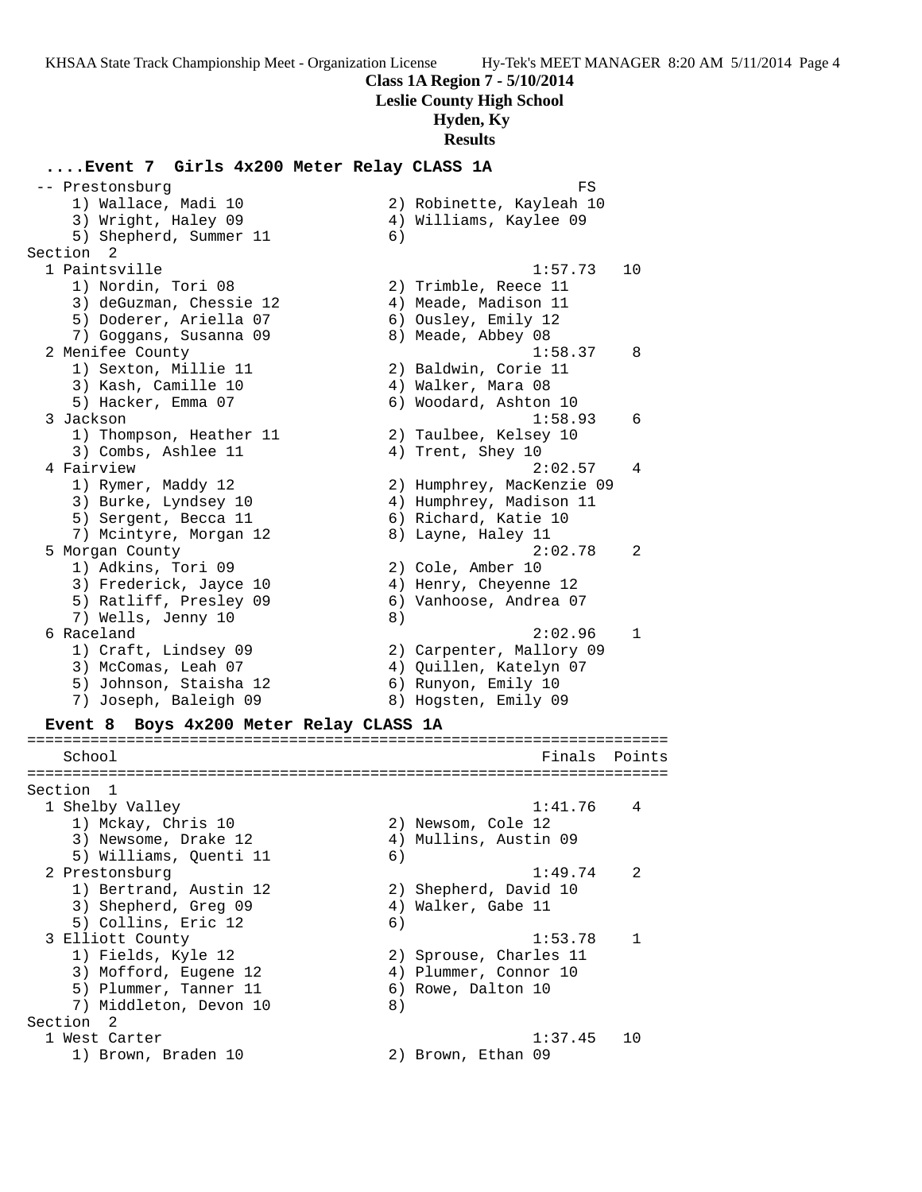**Class 1A Region 7 - 5/10/2014**
**Leslie County High School**
**Hyden, Ky**
**Results**

### ....Event 7 Girls 4x200 Meter Relay CLASS 1A

```
 -- Prestonsburg                                                FS
    1) Wallace, Madi 10               2) Robinette, Kayleah 10
    3) Wright, Haley 09               4) Williams, Kaylee 09
    5) Shepherd, Summer 11            6)
Section  2
  1 Paintsville                                            1:57.73   10
    1) Nordin, Tori 08                2) Trimble, Reece 11
    3) deGuzman, Chessie 12           4) Meade, Madison 11
    5) Doderer, Ariella 07            6) Ousley, Emily 12
    7) Goggans, Susanna 09            8) Meade, Abbey 08
  2 Menifee County                                         1:58.37    8
    1) Sexton, Millie 11              2) Baldwin, Corie 11
    3) Kash, Camille 10               4) Walker, Mara 08
    5) Hacker, Emma 07                6) Woodard, Ashton 10
  3 Jackson                                                1:58.93    6
    1) Thompson, Heather 11           2) Taulbee, Kelsey 10
    3) Combs, Ashlee 11               4) Trent, Shey 10
  4 Fairview                                               2:02.57    4
    1) Rymer, Maddy 12                2) Humphrey, MacKenzie 09
    3) Burke, Lyndsey 10              4) Humphrey, Madison 11
    5) Sergent, Becca 11              6) Richard, Katie 10
    7) Mcintyre, Morgan 12            8) Layne, Haley 11
  5 Morgan County                                          2:02.78    2
    1) Adkins, Tori 09                2) Cole, Amber 10
    3) Frederick, Jayce 10            4) Henry, Cheyenne 12
    5) Ratliff, Presley 09            6) Vanhoose, Andrea 07
    7) Wells, Jenny 10                8)
  6 Raceland                                               2:02.96    1
    1) Craft, Lindsey 09              2) Carpenter, Mallory 09
    3) McComas, Leah 07               4) Quillen, Katelyn 07
    5) Johnson, Staisha 12            6) Runyon, Emily 10
    7) Joseph, Baleigh 09             8) Hogsten, Emily 09
```

### Event 8 Boys 4x200 Meter Relay CLASS 1A

```
=======================================================================
    School                                                 Finals  Points
=======================================================================
Section  1
  1 Shelby Valley                                          1:41.76    4
    1) Mckay, Chris 10                2) Newsom, Cole 12
    3) Newsome, Drake 12              4) Mullins, Austin 09
    5) Williams, Quenti 11            6)
  2 Prestonsburg                                           1:49.74    2
    1) Bertrand, Austin 12            2) Shepherd, David 10
    3) Shepherd, Greg 09              4) Walker, Gabe 11
    5) Collins, Eric 12               6)
  3 Elliott County                                         1:53.78    1
    1) Fields, Kyle 12                2) Sprouse, Charles 11
    3) Mofford, Eugene 12             4) Plummer, Connor 10
    5) Plummer, Tanner 11             6) Rowe, Dalton 10
    7) Middleton, Devon 10            8)
Section  2
  1 West Carter                                            1:37.45   10
    1) Brown, Braden 10               2) Brown, Ethan 09
```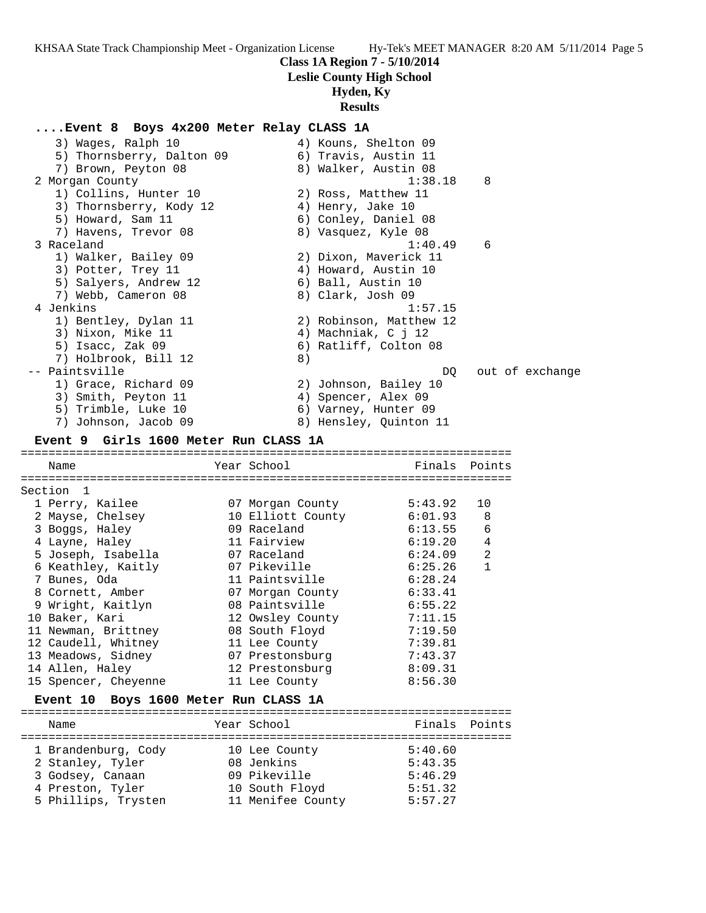**Class 1A Region 7 - 5/10/2014**
**Leslie County High School**
**Hyden, Ky**
**Results**

### ....Event 8 Boys 4x200 Meter Relay CLASS 1A

```
    3) Wages, Ralph 10                  4) Kouns, Shelton 09
    5) Thornsberry, Dalton 09           6) Travis, Austin 11
    7) Brown, Peyton 08                 8) Walker, Austin 08
  2 Morgan County                                1:38.18    8
    1) Collins, Hunter 10               2) Ross, Matthew 11
    3) Thornsberry, Kody 12             4) Henry, Jake 10
    5) Howard, Sam 11                   6) Conley, Daniel 08
    7) Havens, Trevor 08                8) Vasquez, Kyle 08
  3 Raceland                                     1:40.49    6
    1) Walker, Bailey 09                2) Dixon, Maverick 11
    3) Potter, Trey 11                  4) Howard, Austin 10
    5) Salyers, Andrew 12               6) Ball, Austin 10
    7) Webb, Cameron 08                 8) Clark, Josh 09
  4 Jenkins                                      1:57.15
    1) Bentley, Dylan 11                2) Robinson, Matthew 12
    3) Nixon, Mike 11                   4) Machniak, C j 12
    5) Isacc, Zak 09                    6) Ratliff, Colton 08
    7) Holbrook, Bill 12                8)
 -- Paintsville                                       DQ   out of exchange
    1) Grace, Richard 09                2) Johnson, Bailey 10
    3) Smith, Peyton 11                 4) Spencer, Alex 09
    5) Trimble, Luke 10                 6) Varney, Hunter 09
    7) Johnson, Jacob 09                8) Hensley, Quinton 11
```

### Event 9 Girls 1600 Meter Run CLASS 1A

Section 1

| Place | Name | Year | School | Finals | Points |
|---|---|---|---|---|---|
| 1 | Perry, Kailee | 07 | Morgan County | 5:43.92 | 10 |
| 2 | Mayse, Chelsey | 10 | Elliott County | 6:01.93 | 8 |
| 3 | Boggs, Haley | 09 | Raceland | 6:13.55 | 6 |
| 4 | Layne, Haley | 11 | Fairview | 6:19.20 | 4 |
| 5 | Joseph, Isabella | 07 | Raceland | 6:24.09 | 2 |
| 6 | Keathley, Kaitly | 07 | Pikeville | 6:25.26 | 1 |
| 7 | Bunes, Oda | 11 | Paintsville | 6:28.24 | |
| 8 | Cornett, Amber | 07 | Morgan County | 6:33.41 | |
| 9 | Wright, Kaitlyn | 08 | Paintsville | 6:55.22 | |
| 10 | Baker, Kari | 12 | Owsley County | 7:11.15 | |
| 11 | Newman, Brittney | 08 | South Floyd | 7:19.50 | |
| 12 | Caudell, Whitney | 11 | Lee County | 7:39.81 | |
| 13 | Meadows, Sidney | 07 | Prestonsburg | 7:43.37 | |
| 14 | Allen, Haley | 12 | Prestonsburg | 8:09.31 | |
| 15 | Spencer, Cheyenne | 11 | Lee County | 8:56.30 | |

### Event 10 Boys 1600 Meter Run CLASS 1A

| Place | Name | Year | School | Finals | Points |
|---|---|---|---|---|---|
| 1 | Brandenburg, Cody | 10 | Lee County | 5:40.60 | |
| 2 | Stanley, Tyler | 08 | Jenkins | 5:43.35 | |
| 3 | Godsey, Canaan | 09 | Pikeville | 5:46.29 | |
| 4 | Preston, Tyler | 10 | South Floyd | 5:51.32 | |
| 5 | Phillips, Trysten | 11 | Menifee County | 5:57.27 | |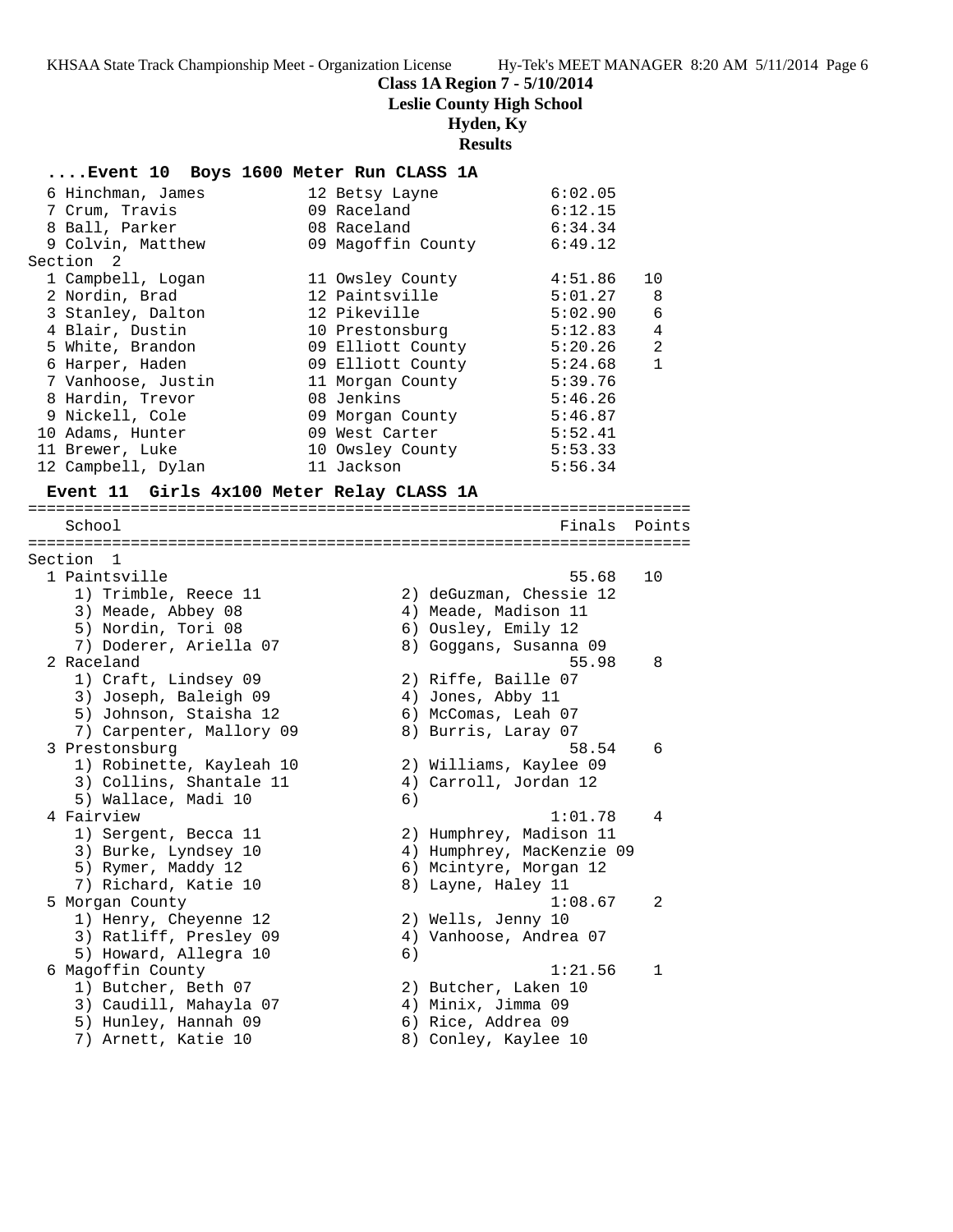**Class 1A Region 7 - 5/10/2014**
**Leslie County High School**
**Hyden, Ky**
**Results**

### ....Event 10 Boys 1600 Meter Run CLASS 1A

```
  6 Hinchman, James          12 Betsy Layne            6:02.05
  7 Crum, Travis             09 Raceland               6:12.15
  8 Ball, Parker             08 Raceland               6:34.34
  9 Colvin, Matthew          09 Magoffin County        6:49.12
Section  2
  1 Campbell, Logan          11 Owsley County          4:51.86   10
  2 Nordin, Brad             12 Paintsville            5:01.27    8
  3 Stanley, Dalton          12 Pikeville              5:02.90    6
  4 Blair, Dustin            10 Prestonsburg           5:12.83    4
  5 White, Brandon           09 Elliott County         5:20.26    2
  6 Harper, Haden            09 Elliott County         5:24.68    1
  7 Vanhoose, Justin         11 Morgan County          5:39.76
  8 Hardin, Trevor           08 Jenkins                5:46.26
  9 Nickell, Cole            09 Morgan County          5:46.87
 10 Adams, Hunter            09 West Carter            5:52.41
 11 Brewer, Luke             10 Owsley County          5:53.33
 12 Campbell, Dylan          11 Jackson                5:56.34
```

### Event 11 Girls 4x100 Meter Relay CLASS 1A

```
=======================================================================
    School                                               Finals  Points
=======================================================================
Section  1
  1 Paintsville                                           55.68   10
     1) Trimble, Reece 11               2) deGuzman, Chessie 12
     3) Meade, Abbey 08                 4) Meade, Madison 11
     5) Nordin, Tori 08                 6) Ousley, Emily 12
     7) Doderer, Ariella 07             8) Goggans, Susanna 09
  2 Raceland                                              55.98    8
     1) Craft, Lindsey 09               2) Riffe, Baille 07
     3) Joseph, Baleigh 09              4) Jones, Abby 11
     5) Johnson, Staisha 12             6) McComas, Leah 07
     7) Carpenter, Mallory 09           8) Burris, Laray 07
  3 Prestonsburg                                          58.54    6
     1) Robinette, Kayleah 10           2) Williams, Kaylee 09
     3) Collins, Shantale 11            4) Carroll, Jordan 12
     5) Wallace, Madi 10                6)
  4 Fairview                                            1:01.78    4
     1) Sergent, Becca 11               2) Humphrey, Madison 11
     3) Burke, Lyndsey 10               4) Humphrey, MacKenzie 09
     5) Rymer, Maddy 12                 6) Mcintyre, Morgan 12
     7) Richard, Katie 10               8) Layne, Haley 11
  5 Morgan County                                       1:08.67    2
     1) Henry, Cheyenne 12              2) Wells, Jenny 10
     3) Ratliff, Presley 09             4) Vanhoose, Andrea 07
     5) Howard, Allegra 10              6)
  6 Magoffin County                                     1:21.56    1
     1) Butcher, Beth 07                2) Butcher, Laken 10
     3) Caudill, Mahayla 07             4) Minix, Jimma 09
     5) Hunley, Hannah 09               6) Rice, Addrea 09
     7) Arnett, Katie 10                8) Conley, Kaylee 10
```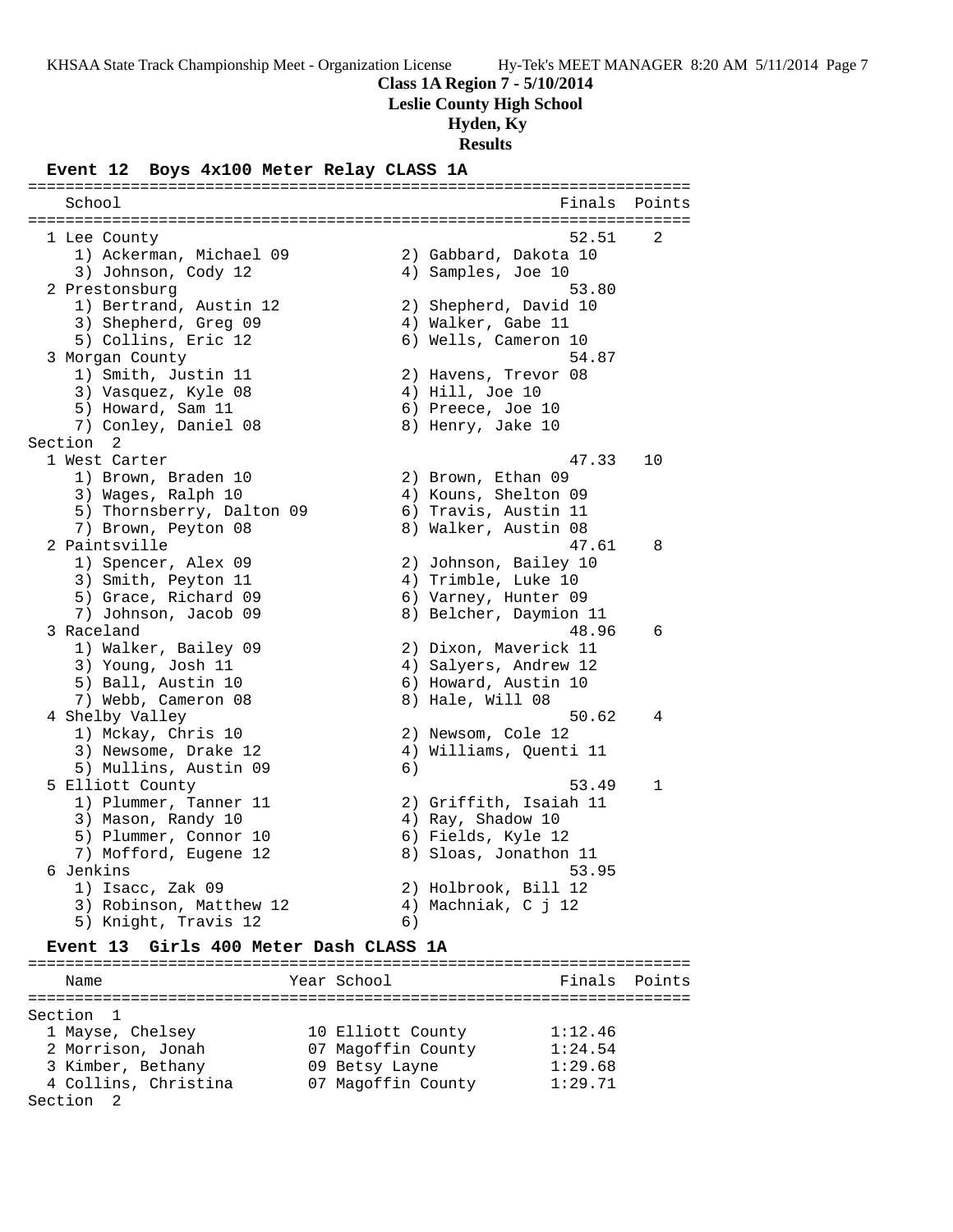**Class 1A Region 7 - 5/10/2014**
**Leslie County High School**
**Hyden, Ky**
**Results**

### Event 12 Boys 4x100 Meter Relay CLASS 1A

```
=======================================================================
   School                                               Finals  Points
=======================================================================
  1 Lee County                                           52.51    2
     1) Ackerman, Michael 09            2) Gabbard, Dakota 10
     3) Johnson, Cody 12                4) Samples, Joe 10
  2 Prestonsburg                                         53.80
     1) Bertrand, Austin 12             2) Shepherd, David 10
     3) Shepherd, Greg 09               4) Walker, Gabe 11
     5) Collins, Eric 12                6) Wells, Cameron 10
  3 Morgan County                                        54.87
     1) Smith, Justin 11                2) Havens, Trevor 08
     3) Vasquez, Kyle 08                4) Hill, Joe 10
     5) Howard, Sam 11                  6) Preece, Joe 10
     7) Conley, Daniel 08               8) Henry, Jake 10
Section  2
  1 West Carter                                          47.33   10
     1) Brown, Braden 10                2) Brown, Ethan 09
     3) Wages, Ralph 10                 4) Kouns, Shelton 09
     5) Thornsberry, Dalton 09          6) Travis, Austin 11
     7) Brown, Peyton 08                8) Walker, Austin 08
  2 Paintsville                                          47.61    8
     1) Spencer, Alex 09                2) Johnson, Bailey 10
     3) Smith, Peyton 11                4) Trimble, Luke 10
     5) Grace, Richard 09               6) Varney, Hunter 09
     7) Johnson, Jacob 09               8) Belcher, Daymion 11
  3 Raceland                                             48.96    6
     1) Walker, Bailey 09               2) Dixon, Maverick 11
     3) Young, Josh 11                  4) Salyers, Andrew 12
     5) Ball, Austin 10                 6) Howard, Austin 10
     7) Webb, Cameron 08                8) Hale, Will 08
  4 Shelby Valley                                        50.62    4
     1) Mckay, Chris 10                 2) Newsom, Cole 12
     3) Newsome, Drake 12               4) Williams, Quenti 11
     5) Mullins, Austin 09              6)
  5 Elliott County                                       53.49    1
     1) Plummer, Tanner 11              2) Griffith, Isaiah 11
     3) Mason, Randy 10                 4) Ray, Shadow 10
     5) Plummer, Connor 10              6) Fields, Kyle 12
     7) Mofford, Eugene 12              8) Sloas, Jonathon 11
  6 Jenkins                                              53.95
     1) Isacc, Zak 09                   2) Holbrook, Bill 12
     3) Robinson, Matthew 12            4) Machniak, C j 12
     5) Knight, Travis 12               6)
```

### Event 13 Girls 400 Meter Dash CLASS 1A

```
=======================================================================
   Name                    Year School                 Finals  Points
=======================================================================
Section  1
  1 Mayse, Chelsey          10 Elliott County        1:12.46
  2 Morrison, Jonah         07 Magoffin County       1:24.54
  3 Kimber, Bethany         09 Betsy Layne           1:29.68
  4 Collins, Christina      07 Magoffin County       1:29.71
Section  2
```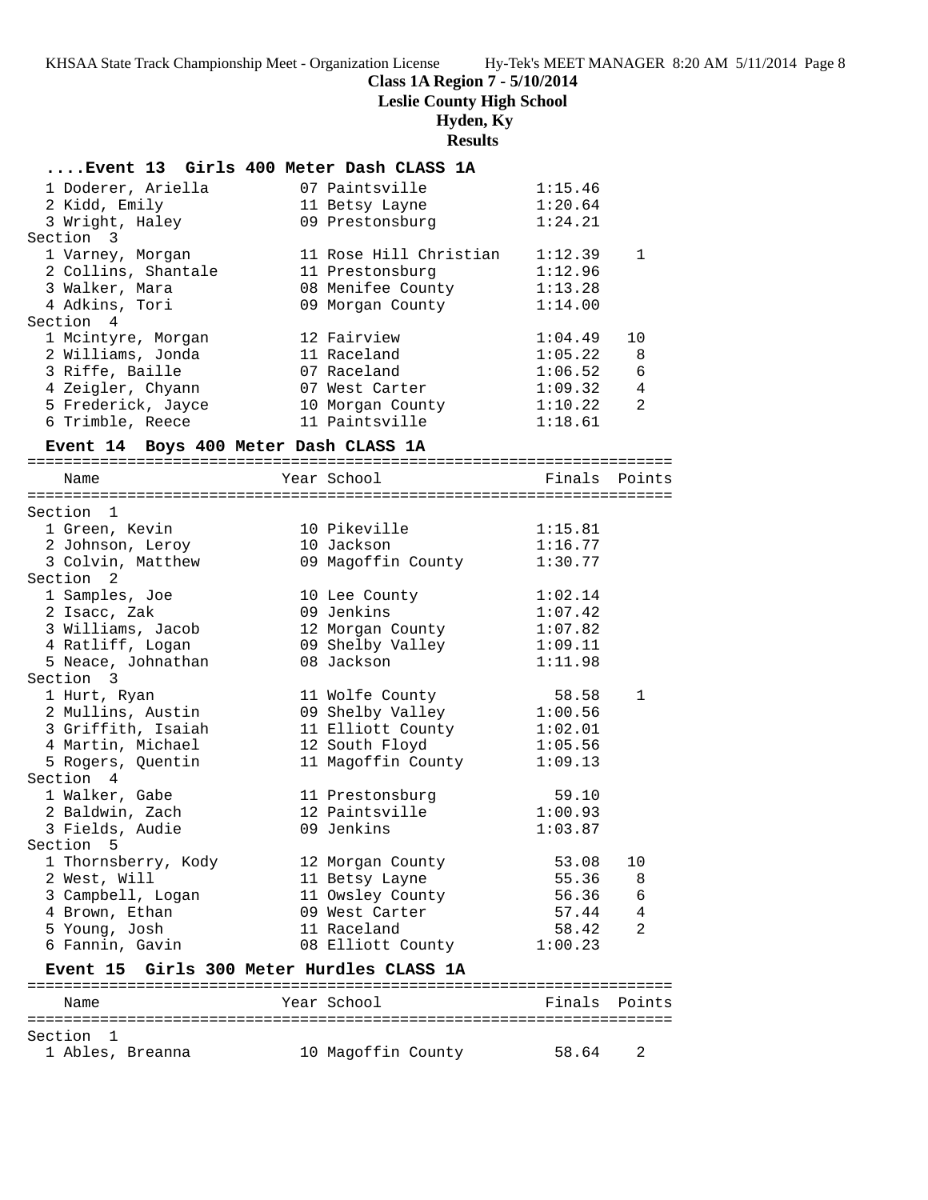**Class 1A Region 7 - 5/10/2014**
**Leslie County High School**
**Hyden, Ky**
**Results**

### ....Event 13 Girls 400 Meter Dash CLASS 1A

| Name | Year | School | Finals | Points |
|---|---|---|---|---|
| 1 Doderer, Ariella | 07 | Paintsville | 1:15.46 | |
| 2 Kidd, Emily | 11 | Betsy Layne | 1:20.64 | |
| 3 Wright, Haley | 09 | Prestonsburg | 1:24.21 | |
| **Section 3** | | | | |
| 1 Varney, Morgan | 11 | Rose Hill Christian | 1:12.39 | 1 |
| 2 Collins, Shantale | 11 | Prestonsburg | 1:12.96 | |
| 3 Walker, Mara | 08 | Menifee County | 1:13.28 | |
| 4 Adkins, Tori | 09 | Morgan County | 1:14.00 | |
| **Section 4** | | | | |
| 1 Mcintyre, Morgan | 12 | Fairview | 1:04.49 | 10 |
| 2 Williams, Jonda | 11 | Raceland | 1:05.22 | 8 |
| 3 Riffe, Baille | 07 | Raceland | 1:06.52 | 6 |
| 4 Zeigler, Chyann | 07 | West Carter | 1:09.32 | 4 |
| 5 Frederick, Jayce | 10 | Morgan County | 1:10.22 | 2 |
| 6 Trimble, Reece | 11 | Paintsville | 1:18.61 | |

### Event 14 Boys 400 Meter Dash CLASS 1A

| Name | Year | School | Finals | Points |
|---|---|---|---|---|
| **Section 1** | | | | |
| 1 Green, Kevin | 10 | Pikeville | 1:15.81 | |
| 2 Johnson, Leroy | 10 | Jackson | 1:16.77 | |
| 3 Colvin, Matthew | 09 | Magoffin County | 1:30.77 | |
| **Section 2** | | | | |
| 1 Samples, Joe | 10 | Lee County | 1:02.14 | |
| 2 Isacc, Zak | 09 | Jenkins | 1:07.42 | |
| 3 Williams, Jacob | 12 | Morgan County | 1:07.82 | |
| 4 Ratliff, Logan | 09 | Shelby Valley | 1:09.11 | |
| 5 Neace, Johnathan | 08 | Jackson | 1:11.98 | |
| **Section 3** | | | | |
| 1 Hurt, Ryan | 11 | Wolfe County | 58.58 | 1 |
| 2 Mullins, Austin | 09 | Shelby Valley | 1:00.56 | |
| 3 Griffith, Isaiah | 11 | Elliott County | 1:02.01 | |
| 4 Martin, Michael | 12 | South Floyd | 1:05.56 | |
| 5 Rogers, Quentin | 11 | Magoffin County | 1:09.13 | |
| **Section 4** | | | | |
| 1 Walker, Gabe | 11 | Prestonsburg | 59.10 | |
| 2 Baldwin, Zach | 12 | Paintsville | 1:00.93 | |
| 3 Fields, Audie | 09 | Jenkins | 1:03.87 | |
| **Section 5** | | | | |
| 1 Thornsberry, Kody | 12 | Morgan County | 53.08 | 10 |
| 2 West, Will | 11 | Betsy Layne | 55.36 | 8 |
| 3 Campbell, Logan | 11 | Owsley County | 56.36 | 6 |
| 4 Brown, Ethan | 09 | West Carter | 57.44 | 4 |
| 5 Young, Josh | 11 | Raceland | 58.42 | 2 |
| 6 Fannin, Gavin | 08 | Elliott County | 1:00.23 | |

### Event 15 Girls 300 Meter Hurdles CLASS 1A

| Name | Year | School | Finals | Points |
|---|---|---|---|---|
| **Section 1** | | | | |
| 1 Ables, Breanna | 10 | Magoffin County | 58.64 | 2 |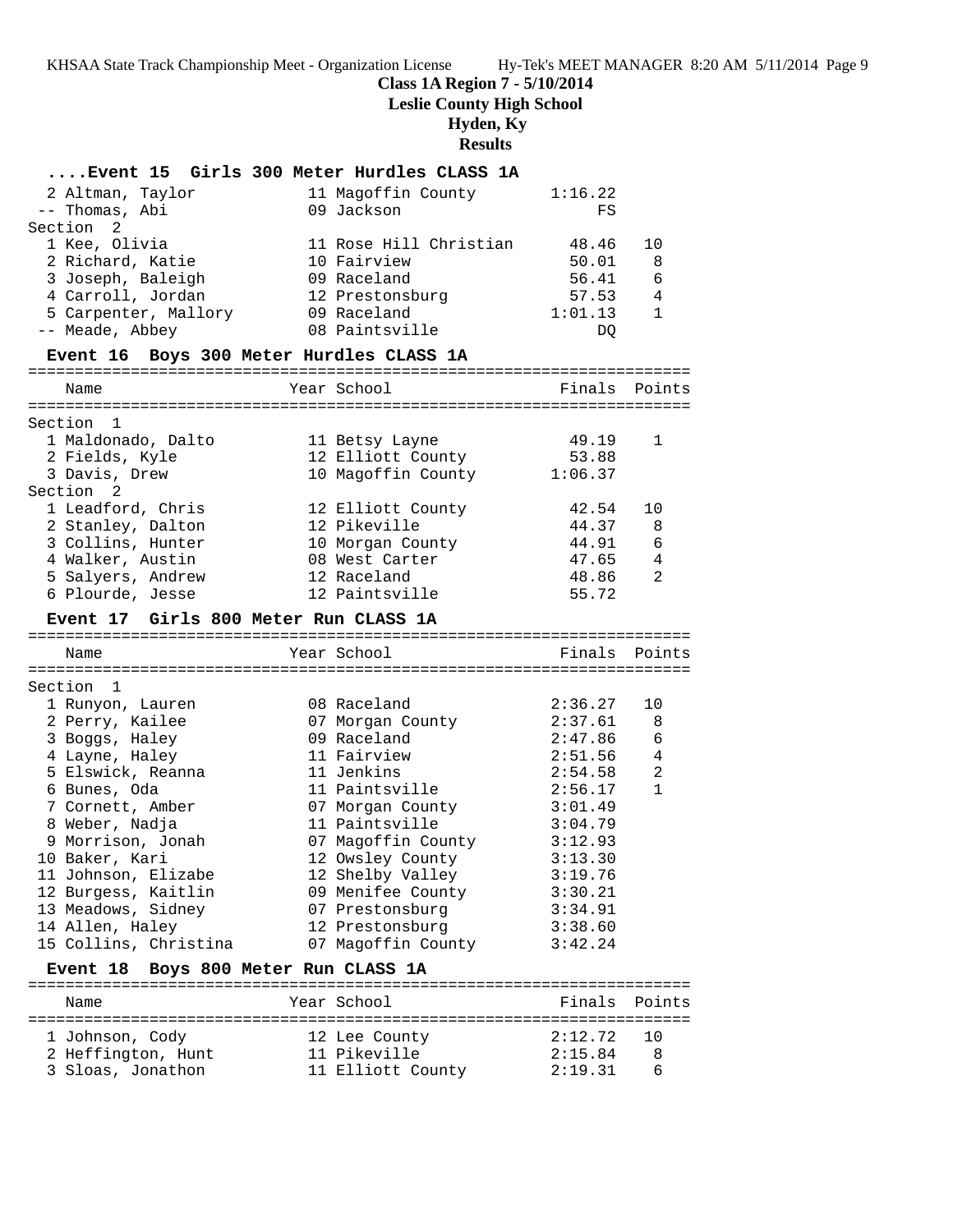**Class 1A Region 7 - 5/10/2014**
**Leslie County High School**
**Hyden, Ky**
**Results**

### ....Event 15 Girls 300 Meter Hurdles CLASS 1A

| Name | Year | School | Finals | Points |
|---|---|---|---|---|
| 2 Altman, Taylor | 11 | Magoffin County | 1:16.22 | |
| -- Thomas, Abi | 09 | Jackson | FS | |
| **Section 2** | | | | |
| 1 Kee, Olivia | 11 | Rose Hill Christian | 48.46 | 10 |
| 2 Richard, Katie | 10 | Fairview | 50.01 | 8 |
| 3 Joseph, Baleigh | 09 | Raceland | 56.41 | 6 |
| 4 Carroll, Jordan | 12 | Prestonsburg | 57.53 | 4 |
| 5 Carpenter, Mallory | 09 | Raceland | 1:01.13 | 1 |
| -- Meade, Abbey | 08 | Paintsville | DQ | |

### Event 16 Boys 300 Meter Hurdles CLASS 1A

| Name | Year | School | Finals | Points |
|---|---|---|---|---|
| **Section 1** | | | | |
| 1 Maldonado, Dalto | 11 | Betsy Layne | 49.19 | 1 |
| 2 Fields, Kyle | 12 | Elliott County | 53.88 | |
| 3 Davis, Drew | 10 | Magoffin County | 1:06.37 | |
| **Section 2** | | | | |
| 1 Leadford, Chris | 12 | Elliott County | 42.54 | 10 |
| 2 Stanley, Dalton | 12 | Pikeville | 44.37 | 8 |
| 3 Collins, Hunter | 10 | Morgan County | 44.91 | 6 |
| 4 Walker, Austin | 08 | West Carter | 47.65 | 4 |
| 5 Salyers, Andrew | 12 | Raceland | 48.86 | 2 |
| 6 Plourde, Jesse | 12 | Paintsville | 55.72 | |

### Event 17 Girls 800 Meter Run CLASS 1A

| Name | Year | School | Finals | Points |
|---|---|---|---|---|
| **Section 1** | | | | |
| 1 Runyon, Lauren | 08 | Raceland | 2:36.27 | 10 |
| 2 Perry, Kailee | 07 | Morgan County | 2:37.61 | 8 |
| 3 Boggs, Haley | 09 | Raceland | 2:47.86 | 6 |
| 4 Layne, Haley | 11 | Fairview | 2:51.56 | 4 |
| 5 Elswick, Reanna | 11 | Jenkins | 2:54.58 | 2 |
| 6 Bunes, Oda | 11 | Paintsville | 2:56.17 | 1 |
| 7 Cornett, Amber | 07 | Morgan County | 3:01.49 | |
| 8 Weber, Nadja | 11 | Paintsville | 3:04.79 | |
| 9 Morrison, Jonah | 07 | Magoffin County | 3:12.93 | |
| 10 Baker, Kari | 12 | Owsley County | 3:13.30 | |
| 11 Johnson, Elizabe | 12 | Shelby Valley | 3:19.76 | |
| 12 Burgess, Kaitlin | 09 | Menifee County | 3:30.21 | |
| 13 Meadows, Sidney | 07 | Prestonsburg | 3:34.91 | |
| 14 Allen, Haley | 12 | Prestonsburg | 3:38.60 | |
| 15 Collins, Christina | 07 | Magoffin County | 3:42.24 | |

### Event 18 Boys 800 Meter Run CLASS 1A

| Name | Year | School | Finals | Points |
|---|---|---|---|---|
| 1 Johnson, Cody | 12 | Lee County | 2:12.72 | 10 |
| 2 Heffington, Hunt | 11 | Pikeville | 2:15.84 | 8 |
| 3 Sloas, Jonathon | 11 | Elliott County | 2:19.31 | 6 |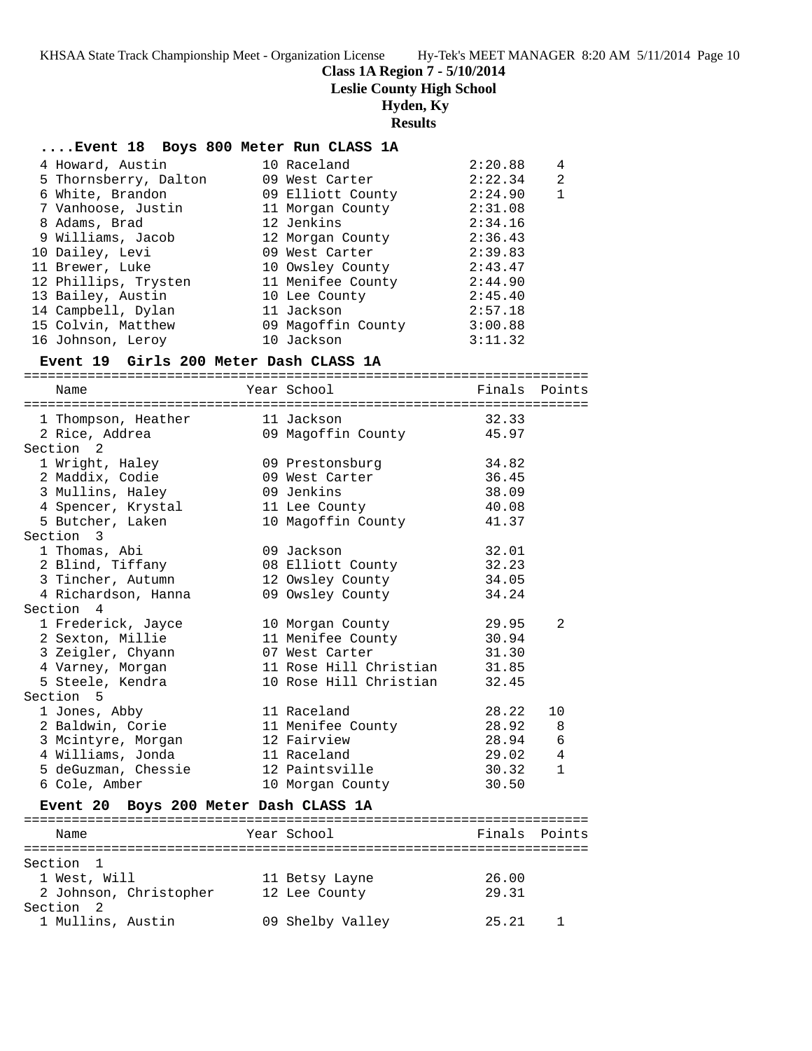**Class 1A Region 7 - 5/10/2014**
**Leslie County High School**
**Hyden, Ky**
**Results**

### ....Event 18 Boys 800 Meter Run CLASS 1A

| | Name | Year | School | Finals | Points |
|---|---|---|---|---|---|
| 4 | Howard, Austin | 10 | Raceland | 2:20.88 | 4 |
| 5 | Thornsberry, Dalton | 09 | West Carter | 2:22.34 | 2 |
| 6 | White, Brandon | 09 | Elliott County | 2:24.90 | 1 |
| 7 | Vanhoose, Justin | 11 | Morgan County | 2:31.08 | |
| 8 | Adams, Brad | 12 | Jenkins | 2:34.16 | |
| 9 | Williams, Jacob | 12 | Morgan County | 2:36.43 | |
| 10 | Dailey, Levi | 09 | West Carter | 2:39.83 | |
| 11 | Brewer, Luke | 10 | Owsley County | 2:43.47 | |
| 12 | Phillips, Trysten | 11 | Menifee County | 2:44.90 | |
| 13 | Bailey, Austin | 10 | Lee County | 2:45.40 | |
| 14 | Campbell, Dylan | 11 | Jackson | 2:57.18 | |
| 15 | Colvin, Matthew | 09 | Magoffin County | 3:00.88 | |
| 16 | Johnson, Leroy | 10 | Jackson | 3:11.32 | |

### Event 19 Girls 200 Meter Dash CLASS 1A

| | Name | Year | School | Finals | Points |
|---|---|---|---|---|---|
| 1 | Thompson, Heather | 11 | Jackson | 32.33 | |
| 2 | Rice, Addrea | 09 | Magoffin County | 45.97 | |
| **Section 2** | | | | | |
| 1 | Wright, Haley | 09 | Prestonsburg | 34.82 | |
| 2 | Maddix, Codie | 09 | West Carter | 36.45 | |
| 3 | Mullins, Haley | 09 | Jenkins | 38.09 | |
| 4 | Spencer, Krystal | 11 | Lee County | 40.08 | |
| 5 | Butcher, Laken | 10 | Magoffin County | 41.37 | |
| **Section 3** | | | | | |
| 1 | Thomas, Abi | 09 | Jackson | 32.01 | |
| 2 | Blind, Tiffany | 08 | Elliott County | 32.23 | |
| 3 | Tincher, Autumn | 12 | Owsley County | 34.05 | |
| 4 | Richardson, Hanna | 09 | Owsley County | 34.24 | |
| **Section 4** | | | | | |
| 1 | Frederick, Jayce | 10 | Morgan County | 29.95 | 2 |
| 2 | Sexton, Millie | 11 | Menifee County | 30.94 | |
| 3 | Zeigler, Chyann | 07 | West Carter | 31.30 | |
| 4 | Varney, Morgan | 11 | Rose Hill Christian | 31.85 | |
| 5 | Steele, Kendra | 10 | Rose Hill Christian | 32.45 | |
| **Section 5** | | | | | |
| 1 | Jones, Abby | 11 | Raceland | 28.22 | 10 |
| 2 | Baldwin, Corie | 11 | Menifee County | 28.92 | 8 |
| 3 | Mcintyre, Morgan | 12 | Fairview | 28.94 | 6 |
| 4 | Williams, Jonda | 11 | Raceland | 29.02 | 4 |
| 5 | deGuzman, Chessie | 12 | Paintsville | 30.32 | 1 |
| 6 | Cole, Amber | 10 | Morgan County | 30.50 | |

### Event 20 Boys 200 Meter Dash CLASS 1A

| | Name | Year | School | Finals | Points |
|---|---|---|---|---|---|
| **Section 1** | | | | | |
| 1 | West, Will | 11 | Betsy Layne | 26.00 | |
| 2 | Johnson, Christopher | 12 | Lee County | 29.31 | |
| **Section 2** | | | | | |
| 1 | Mullins, Austin | 09 | Shelby Valley | 25.21 | 1 |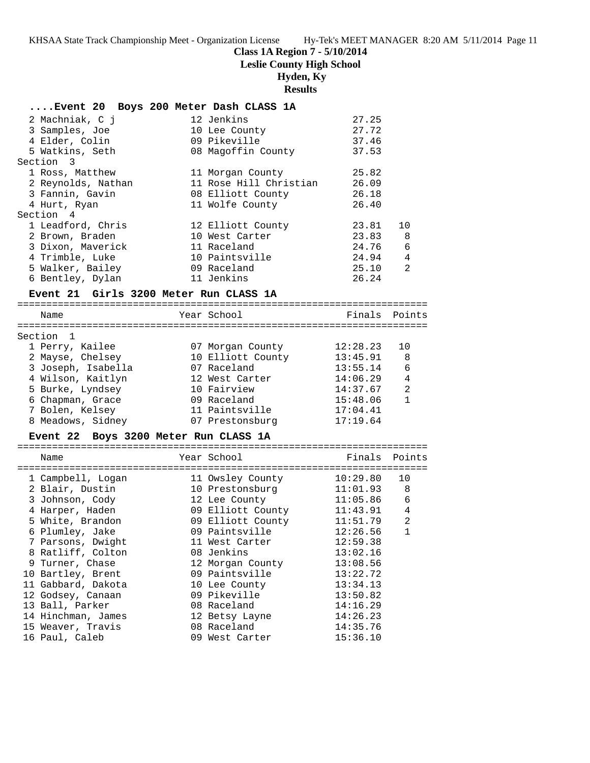**Class 1A Region 7 - 5/10/2014**

**Leslie County High School**

**Hyden, Ky**

**Results**

### ....Event 20 Boys 200 Meter Dash CLASS 1A

| Name | Year | School | Finals | Points |
|---|---|---|---|---|
| 2 Machniak, C j | 12 | Jenkins | 27.25 | |
| 3 Samples, Joe | 10 | Lee County | 27.72 | |
| 4 Elder, Colin | 09 | Pikeville | 37.46 | |
| 5 Watkins, Seth | 08 | Magoffin County | 37.53 | |
| **Section 3** | | | | |
| 1 Ross, Matthew | 11 | Morgan County | 25.82 | |
| 2 Reynolds, Nathan | 11 | Rose Hill Christian | 26.09 | |
| 3 Fannin, Gavin | 08 | Elliott County | 26.18 | |
| 4 Hurt, Ryan | 11 | Wolfe County | 26.40 | |
| **Section 4** | | | | |
| 1 Leadford, Chris | 12 | Elliott County | 23.81 | 10 |
| 2 Brown, Braden | 10 | West Carter | 23.83 | 8 |
| 3 Dixon, Maverick | 11 | Raceland | 24.76 | 6 |
| 4 Trimble, Luke | 10 | Paintsville | 24.94 | 4 |
| 5 Walker, Bailey | 09 | Raceland | 25.10 | 2 |
| 6 Bentley, Dylan | 11 | Jenkins | 26.24 | |

### Event 21 Girls 3200 Meter Run CLASS 1A

| Name | Year | School | Finals | Points |
|---|---|---|---|---|
| **Section 1** | | | | |
| 1 Perry, Kailee | 07 | Morgan County | 12:28.23 | 10 |
| 2 Mayse, Chelsey | 10 | Elliott County | 13:45.91 | 8 |
| 3 Joseph, Isabella | 07 | Raceland | 13:55.14 | 6 |
| 4 Wilson, Kaitlyn | 12 | West Carter | 14:06.29 | 4 |
| 5 Burke, Lyndsey | 10 | Fairview | 14:37.67 | 2 |
| 6 Chapman, Grace | 09 | Raceland | 15:48.06 | 1 |
| 7 Bolen, Kelsey | 11 | Paintsville | 17:04.41 | |
| 8 Meadows, Sidney | 07 | Prestonsburg | 17:19.64 | |

### Event 22 Boys 3200 Meter Run CLASS 1A

| Name | Year | School | Finals | Points |
|---|---|---|---|---|
| 1 Campbell, Logan | 11 | Owsley County | 10:29.80 | 10 |
| 2 Blair, Dustin | 10 | Prestonsburg | 11:01.93 | 8 |
| 3 Johnson, Cody | 12 | Lee County | 11:05.86 | 6 |
| 4 Harper, Haden | 09 | Elliott County | 11:43.91 | 4 |
| 5 White, Brandon | 09 | Elliott County | 11:51.79 | 2 |
| 6 Plumley, Jake | 09 | Paintsville | 12:26.56 | 1 |
| 7 Parsons, Dwight | 11 | West Carter | 12:59.38 | |
| 8 Ratliff, Colton | 08 | Jenkins | 13:02.16 | |
| 9 Turner, Chase | 12 | Morgan County | 13:08.56 | |
| 10 Bartley, Brent | 09 | Paintsville | 13:22.72 | |
| 11 Gabbard, Dakota | 10 | Lee County | 13:34.13 | |
| 12 Godsey, Canaan | 09 | Pikeville | 13:50.82 | |
| 13 Ball, Parker | 08 | Raceland | 14:16.29 | |
| 14 Hinchman, James | 12 | Betsy Layne | 14:26.23 | |
| 15 Weaver, Travis | 08 | Raceland | 14:35.76 | |
| 16 Paul, Caleb | 09 | West Carter | 15:36.10 | |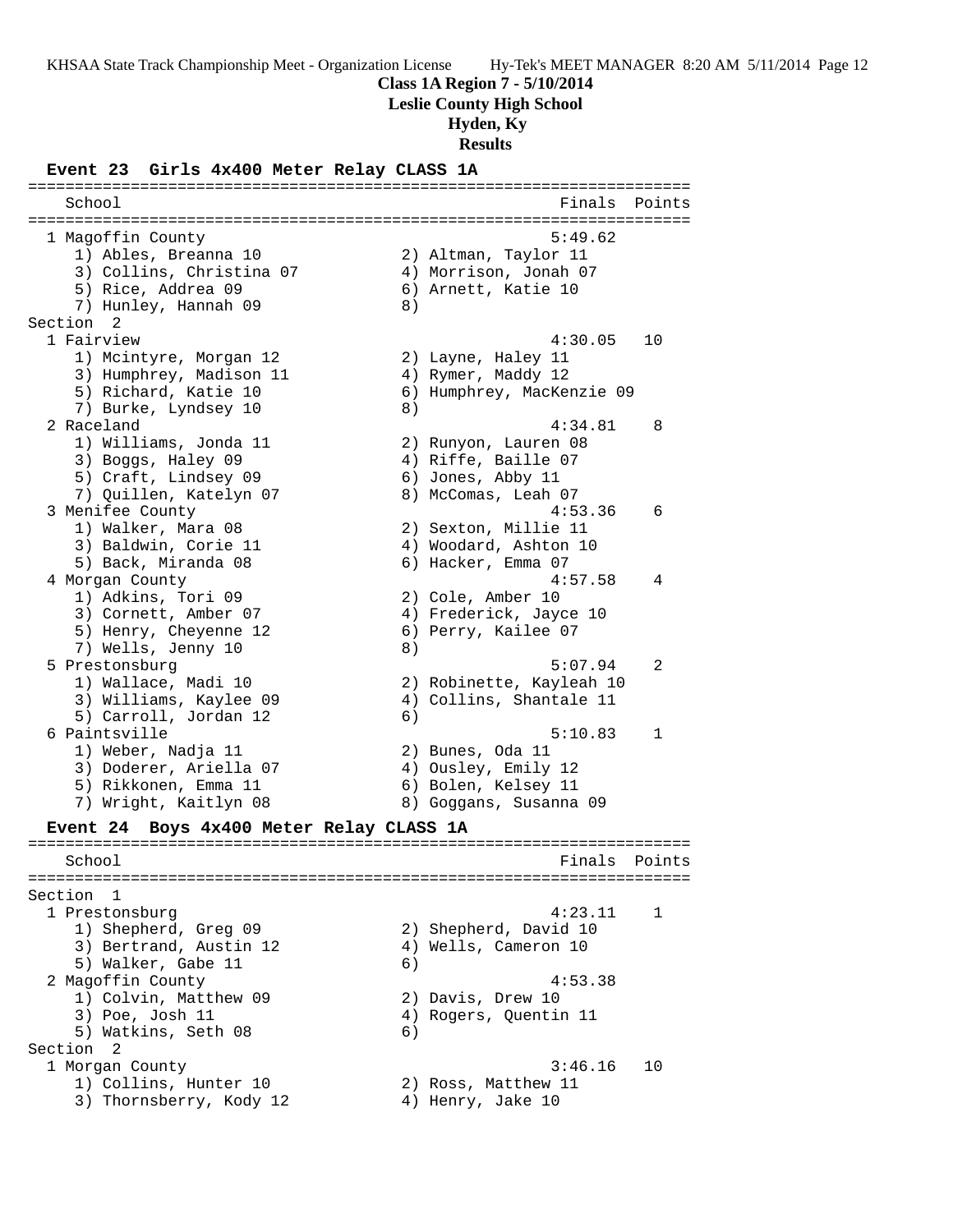**Class 1A Region 7 - 5/10/2014**
**Leslie County High School**
**Hyden, Ky**
**Results**

### Event 23 Girls 4x400 Meter Relay CLASS 1A

```
=======================================================================
    School                                               Finals  Points
=======================================================================
  1 Magoffin County                                     5:49.62
     1) Ables, Breanna 10               2) Altman, Taylor 11
     3) Collins, Christina 07           4) Morrison, Jonah 07
     5) Rice, Addrea 09                 6) Arnett, Katie 10
     7) Hunley, Hannah 09               8)
Section  2
  1 Fairview                                            4:30.05   10
     1) Mcintyre, Morgan 12             2) Layne, Haley 11
     3) Humphrey, Madison 11            4) Rymer, Maddy 12
     5) Richard, Katie 10               6) Humphrey, MacKenzie 09
     7) Burke, Lyndsey 10               8)
  2 Raceland                                            4:34.81    8
     1) Williams, Jonda 11              2) Runyon, Lauren 08
     3) Boggs, Haley 09                 4) Riffe, Baille 07
     5) Craft, Lindsey 09               6) Jones, Abby 11
     7) Quillen, Katelyn 07             8) McComas, Leah 07
  3 Menifee County                                      4:53.36    6
     1) Walker, Mara 08                 2) Sexton, Millie 11
     3) Baldwin, Corie 11               4) Woodard, Ashton 10
     5) Back, Miranda 08                6) Hacker, Emma 07
  4 Morgan County                                       4:57.58    4
     1) Adkins, Tori 09                 2) Cole, Amber 10
     3) Cornett, Amber 07               4) Frederick, Jayce 10
     5) Henry, Cheyenne 12              6) Perry, Kailee 07
     7) Wells, Jenny 10                 8)
  5 Prestonsburg                                        5:07.94    2
     1) Wallace, Madi 10                2) Robinette, Kayleah 10
     3) Williams, Kaylee 09             4) Collins, Shantale 11
     5) Carroll, Jordan 12              6)
  6 Paintsville                                         5:10.83    1
     1) Weber, Nadja 11                 2) Bunes, Oda 11
     3) Doderer, Ariella 07             4) Ousley, Emily 12
     5) Rikkonen, Emma 11               6) Bolen, Kelsey 11
     7) Wright, Kaitlyn 08              8) Goggans, Susanna 09
```

### Event 24 Boys 4x400 Meter Relay CLASS 1A

```
=======================================================================
    School                                               Finals  Points
=======================================================================
Section  1
  1 Prestonsburg                                        4:23.11    1
     1) Shepherd, Greg 09               2) Shepherd, David 10
     3) Bertrand, Austin 12             4) Wells, Cameron 10
     5) Walker, Gabe 11                 6)
  2 Magoffin County                                     4:53.38
     1) Colvin, Matthew 09              2) Davis, Drew 10
     3) Poe, Josh 11                    4) Rogers, Quentin 11
     5) Watkins, Seth 08                6)
Section  2
  1 Morgan County                                       3:46.16   10
     1) Collins, Hunter 10              2) Ross, Matthew 11
     3) Thornsberry, Kody 12            4) Henry, Jake 10
```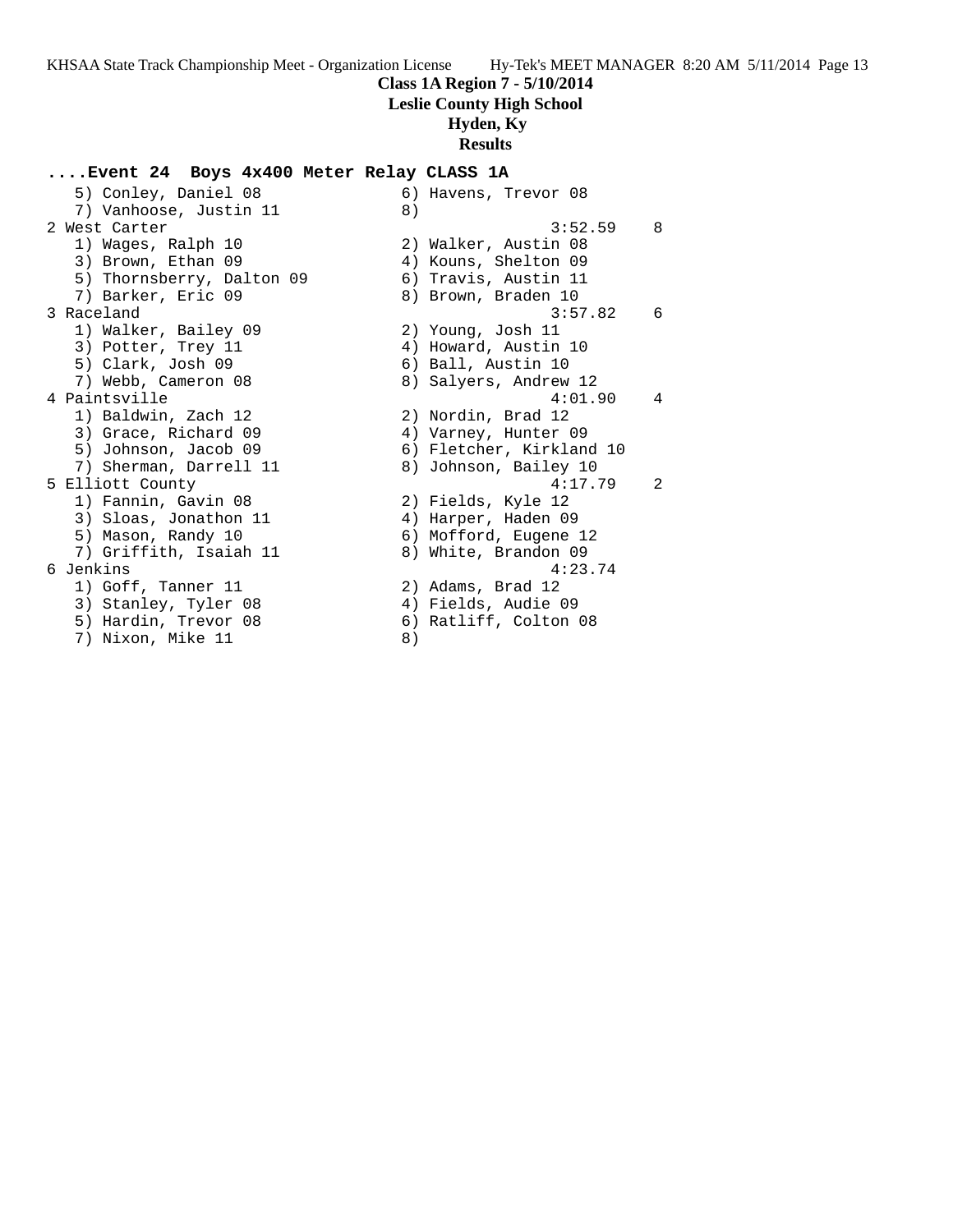**Class 1A Region 7 - 5/10/2014**

**Leslie County High School**

**Hyden, Ky**

**Results**

**....Event 24 Boys 4x400 Meter Relay CLASS 1A**

```
   5) Conley, Daniel 08              6) Havens, Trevor 08
   7) Vanhoose, Justin 11            8)
2 West Carter                                  3:52.59    8
   1) Wages, Ralph 10                2) Walker, Austin 08
   3) Brown, Ethan 09                4) Kouns, Shelton 09
   5) Thornsberry, Dalton 09         6) Travis, Austin 11
   7) Barker, Eric 09                8) Brown, Braden 10
3 Raceland                                     3:57.82    6
   1) Walker, Bailey 09              2) Young, Josh 11
   3) Potter, Trey 11                4) Howard, Austin 10
   5) Clark, Josh 09                 6) Ball, Austin 10
   7) Webb, Cameron 08               8) Salyers, Andrew 12
4 Paintsville                                  4:01.90    4
   1) Baldwin, Zach 12               2) Nordin, Brad 12
   3) Grace, Richard 09              4) Varney, Hunter 09
   5) Johnson, Jacob 09              6) Fletcher, Kirkland 10
   7) Sherman, Darrell 11            8) Johnson, Bailey 10
5 Elliott County                               4:17.79    2
   1) Fannin, Gavin 08               2) Fields, Kyle 12
   3) Sloas, Jonathon 11             4) Harper, Haden 09
   5) Mason, Randy 10                6) Mofford, Eugene 12
   7) Griffith, Isaiah 11            8) White, Brandon 09
6 Jenkins                                      4:23.74
   1) Goff, Tanner 11                2) Adams, Brad 12
   3) Stanley, Tyler 08              4) Fields, Audie 09
   5) Hardin, Trevor 08              6) Ratliff, Colton 08
   7) Nixon, Mike 11                 8)
```